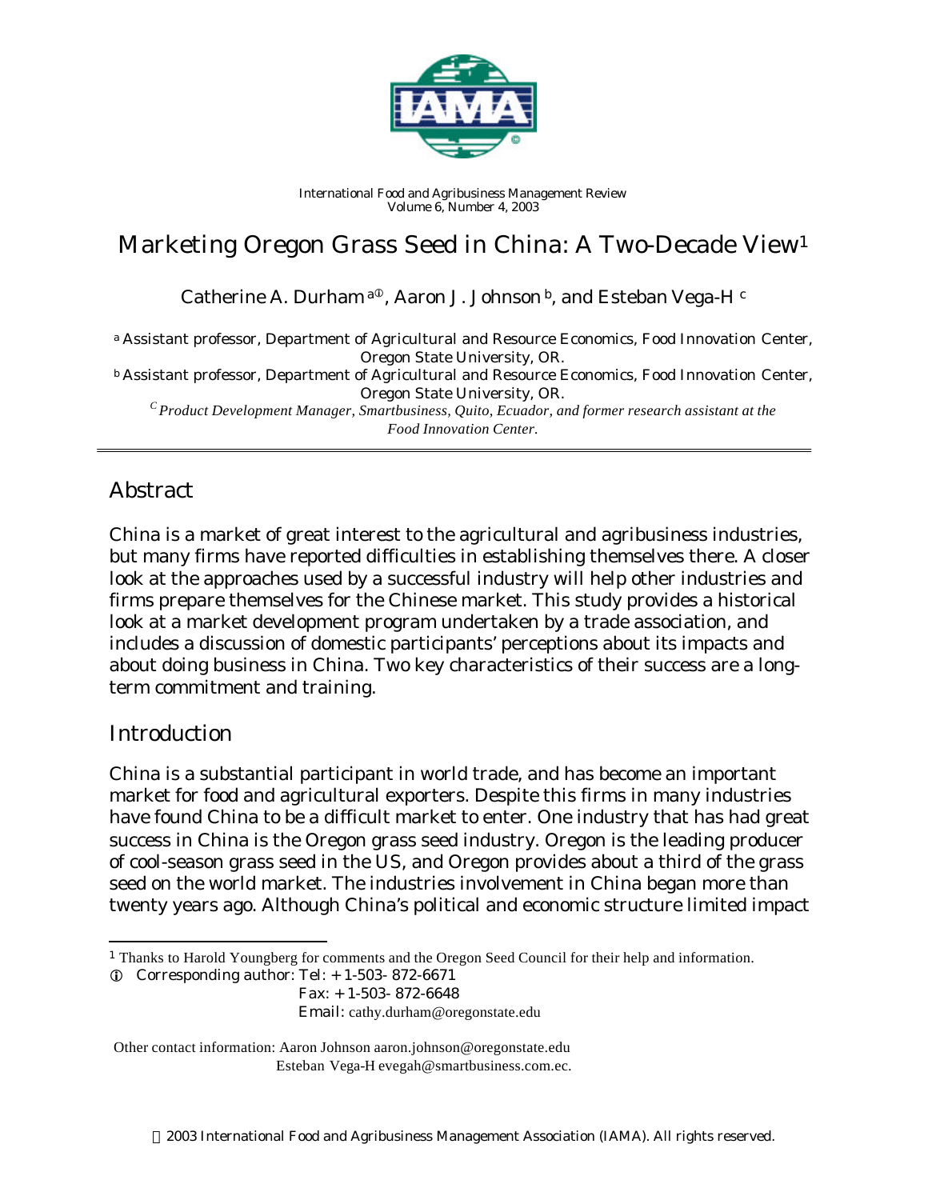International Food and Agribusiness Management Review
Volume 6, Number 4, 2003

# Marketing Oregon Grass Seed in China: A Two-Decade View[1]

Catherine A. Durham[a]ⓘ, Aaron J. Johnson[b], and Esteban Vega-H[c]

[a] Assistant professor, Department of Agricultural and Resource Economics, Food Innovation Center, Oregon State University, OR.

[b] Assistant professor, Department of Agricultural and Resource Economics, Food Innovation Center, Oregon State University, OR.

[c] *Product Development Manager, Smartbusiness, Quito, Ecuador, and former research assistant at the Food Innovation Center.*

---

## Abstract

China is a market of great interest to the agricultural and agribusiness industries, but many firms have reported difficulties in establishing themselves there. A closer look at the approaches used by a successful industry will help other industries and firms prepare themselves for the Chinese market. This study provides a historical look at a market development program undertaken by a trade association, and includes a discussion of domestic participants' perceptions about its impacts and about doing business in China. Two key characteristics of their success are a long-term commitment and training.

## Introduction

China is a substantial participant in world trade, and has become an important market for food and agricultural exporters. Despite this firms in many industries have found China to be a difficult market to enter. One industry that has had great success in China is the Oregon grass seed industry. Oregon is the leading producer of cool-season grass seed in the US, and Oregon provides about a third of the grass seed on the world market. The industries involvement in China began more than twenty years ago. Although China's political and economic structure limited impact

---

[1] Thanks to Harold Youngberg for comments and the Oregon Seed Council for their help and information.

ⓘ Corresponding author: Tel: + 1-503- 872-6671
Fax: + 1-503- 872-6648
Email: cathy.durham@oregonstate.edu

Other contact information: Aaron Johnson aaron.johnson@oregonstate.edu
Esteban Vega-H evegah@smartbusiness.com.ec.

© 2003 International Food and Agribusiness Management Association (IAMA). All rights reserved.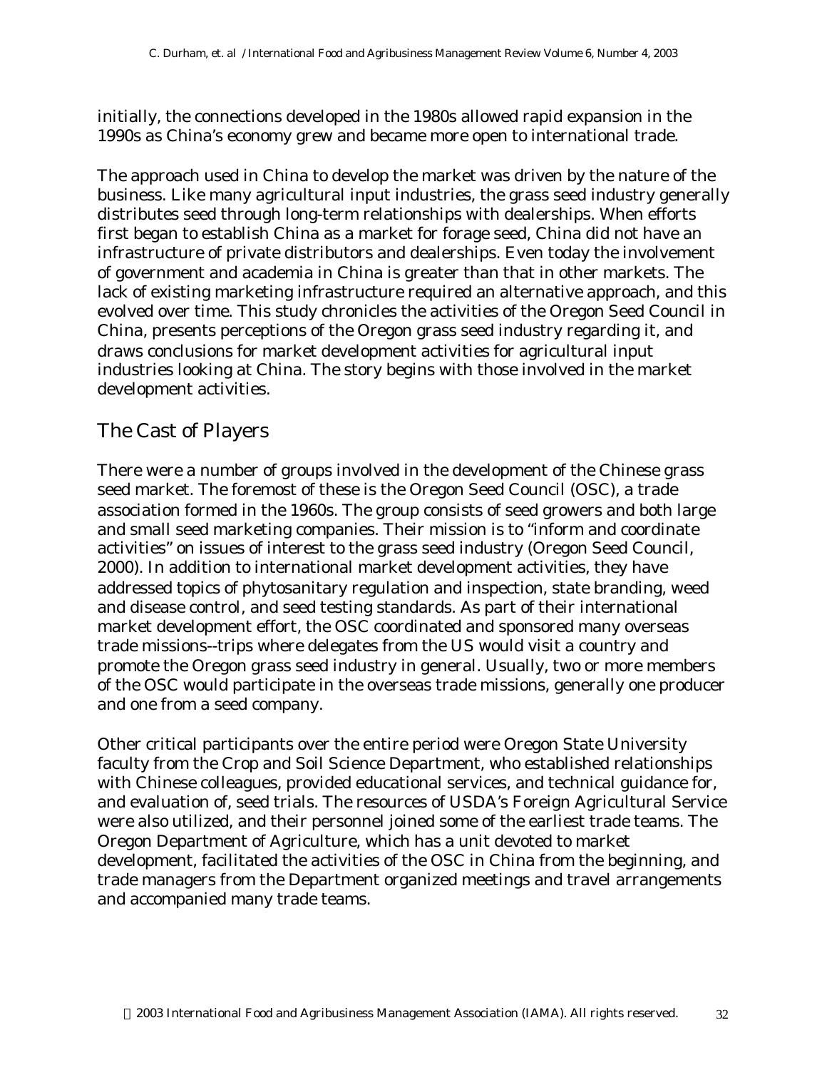initially, the connections developed in the 1980s allowed rapid expansion in the 1990s as China's economy grew and became more open to international trade.

The approach used in China to develop the market was driven by the nature of the business. Like many agricultural input industries, the grass seed industry generally distributes seed through long-term relationships with dealerships. When efforts first began to establish China as a market for forage seed, China did not have an infrastructure of private distributors and dealerships. Even today the involvement of government and academia in China is greater than that in other markets. The lack of existing marketing infrastructure required an alternative approach, and this evolved over time. This study chronicles the activities of the Oregon Seed Council in China, presents perceptions of the Oregon grass seed industry regarding it, and draws conclusions for market development activities for agricultural input industries looking at China. The story begins with those involved in the market development activities.

## The Cast of Players

There were a number of groups involved in the development of the Chinese grass seed market. The foremost of these is the Oregon Seed Council (OSC), a trade association formed in the 1960s. The group consists of seed growers and both large and small seed marketing companies. Their mission is to "inform and coordinate activities" on issues of interest to the grass seed industry (Oregon Seed Council, 2000). In addition to international market development activities, they have addressed topics of phytosanitary regulation and inspection, state branding, weed and disease control, and seed testing standards. As part of their international market development effort, the OSC coordinated and sponsored many overseas trade missions--trips where delegates from the US would visit a country and promote the Oregon grass seed industry in general. Usually, two or more members of the OSC would participate in the overseas trade missions, generally one producer and one from a seed company.

Other critical participants over the entire period were Oregon State University faculty from the Crop and Soil Science Department, who established relationships with Chinese colleagues, provided educational services, and technical guidance for, and evaluation of, seed trials. The resources of USDA's Foreign Agricultural Service were also utilized, and their personnel joined some of the earliest trade teams. The Oregon Department of Agriculture, which has a unit devoted to market development, facilitated the activities of the OSC in China from the beginning, and trade managers from the Department organized meetings and travel arrangements and accompanied many trade teams.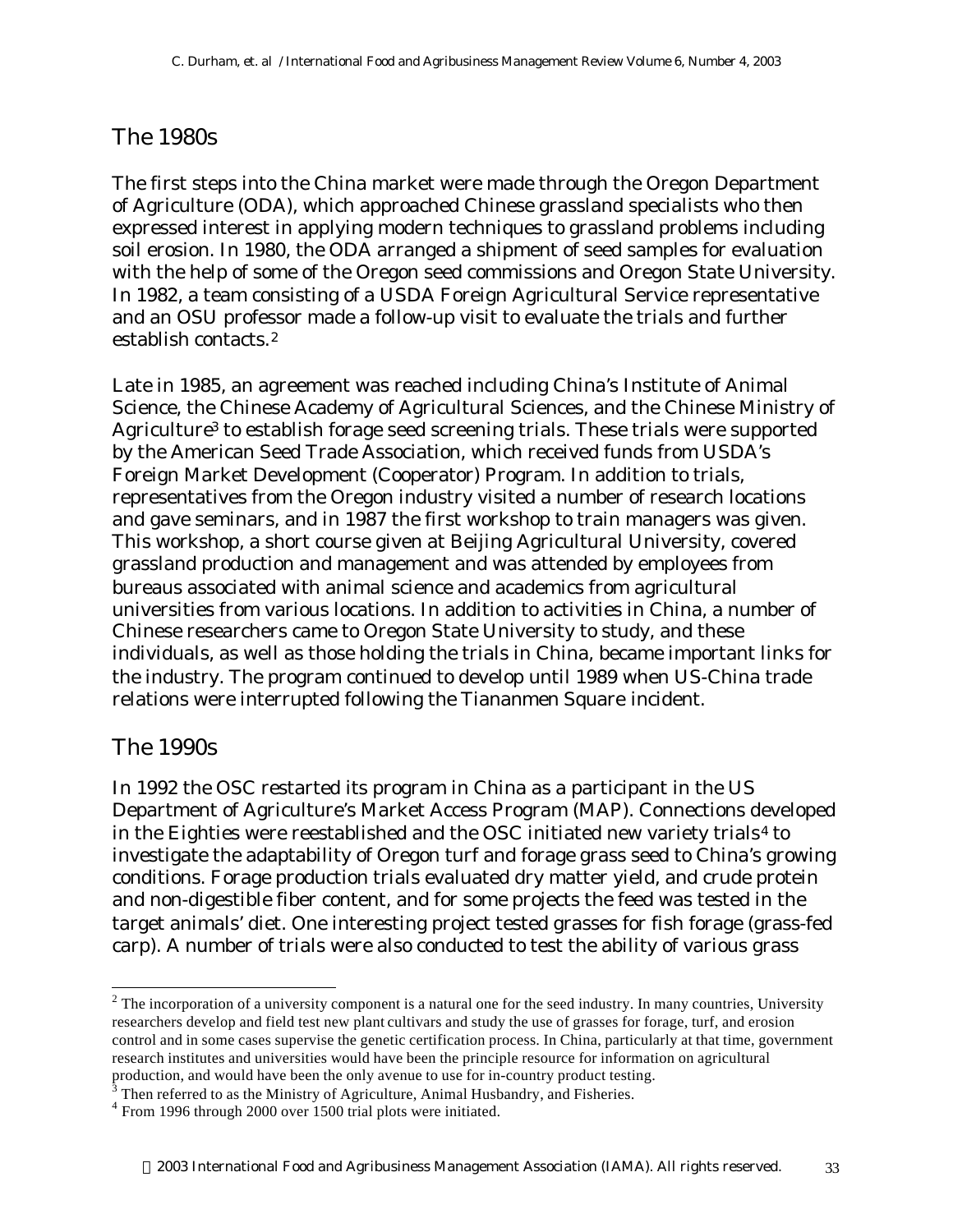## The 1980s

The first steps into the China market were made through the Oregon Department of Agriculture (ODA), which approached Chinese grassland specialists who then expressed interest in applying modern techniques to grassland problems including soil erosion. In 1980, the ODA arranged a shipment of seed samples for evaluation with the help of some of the Oregon seed commissions and Oregon State University. In 1982, a team consisting of a USDA Foreign Agricultural Service representative and an OSU professor made a follow-up visit to evaluate the trials and further establish contacts.[2]

Late in 1985, an agreement was reached including China's Institute of Animal Science, the Chinese Academy of Agricultural Sciences, and the Chinese Ministry of Agriculture[3] to establish forage seed screening trials. These trials were supported by the American Seed Trade Association, which received funds from USDA's Foreign Market Development (Cooperator) Program. In addition to trials, representatives from the Oregon industry visited a number of research locations and gave seminars, and in 1987 the first workshop to train managers was given. This workshop, a short course given at Beijing Agricultural University, covered grassland production and management and was attended by employees from bureaus associated with animal science and academics from agricultural universities from various locations. In addition to activities in China, a number of Chinese researchers came to Oregon State University to study, and these individuals, as well as those holding the trials in China, became important links for the industry. The program continued to develop until 1989 when US-China trade relations were interrupted following the Tiananmen Square incident.

## The 1990s

In 1992 the OSC restarted its program in China as a participant in the US Department of Agriculture's Market Access Program (MAP). Connections developed in the Eighties were reestablished and the OSC initiated new variety trials[4] to investigate the adaptability of Oregon turf and forage grass seed to China's growing conditions. Forage production trials evaluated dry matter yield, and crude protein and non-digestible fiber content, and for some projects the feed was tested in the target animals' diet. One interesting project tested grasses for fish forage (grass-fed carp). A number of trials were also conducted to test the ability of various grass

[2] The incorporation of a university component is a natural one for the seed industry. In many countries, University researchers develop and field test new plant cultivars and study the use of grasses for forage, turf, and erosion control and in some cases supervise the genetic certification process. In China, particularly at that time, government research institutes and universities would have been the principle resource for information on agricultural production, and would have been the only avenue to use for in-country product testing.

[3] Then referred to as the Ministry of Agriculture, Animal Husbandry, and Fisheries.

[4] From 1996 through 2000 over 1500 trial plots were initiated.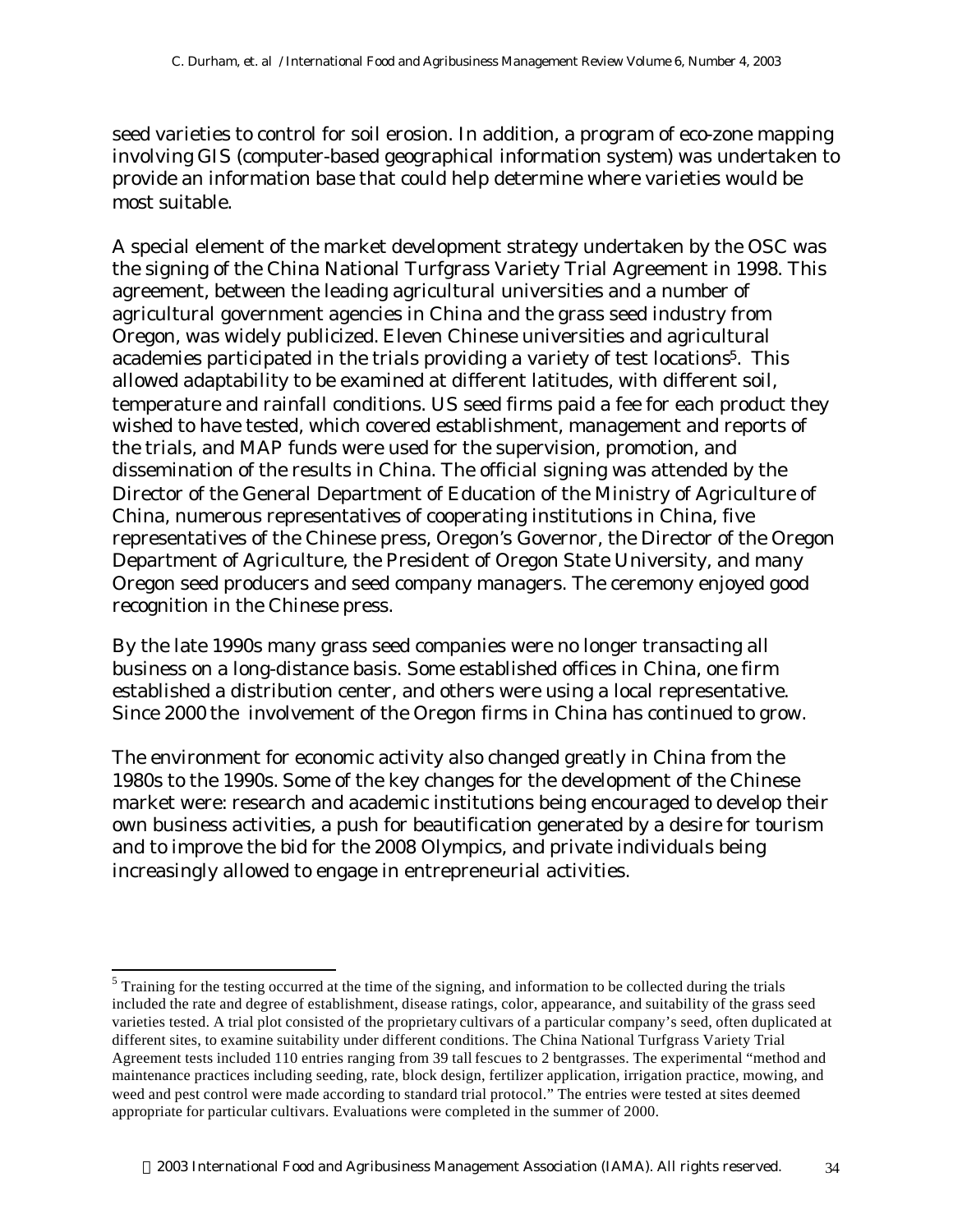seed varieties to control for soil erosion. In addition, a program of eco-zone mapping involving GIS (computer-based geographical information system) was undertaken to provide an information base that could help determine where varieties would be most suitable.

A special element of the market development strategy undertaken by the OSC was the signing of the China National Turfgrass Variety Trial Agreement in 1998. This agreement, between the leading agricultural universities and a number of agricultural government agencies in China and the grass seed industry from Oregon, was widely publicized. Eleven Chinese universities and agricultural academies participated in the trials providing a variety of test locations[5]. This allowed adaptability to be examined at different latitudes, with different soil, temperature and rainfall conditions. US seed firms paid a fee for each product they wished to have tested, which covered establishment, management and reports of the trials, and MAP funds were used for the supervision, promotion, and dissemination of the results in China. The official signing was attended by the Director of the General Department of Education of the Ministry of Agriculture of China, numerous representatives of cooperating institutions in China, five representatives of the Chinese press, Oregon's Governor, the Director of the Oregon Department of Agriculture, the President of Oregon State University, and many Oregon seed producers and seed company managers. The ceremony enjoyed good recognition in the Chinese press.

By the late 1990s many grass seed companies were no longer transacting all business on a long-distance basis. Some established offices in China, one firm established a distribution center, and others were using a local representative. Since 2000 the involvement of the Oregon firms in China has continued to grow.

The environment for economic activity also changed greatly in China from the 1980s to the 1990s. Some of the key changes for the development of the Chinese market were: research and academic institutions being encouraged to develop their own business activities, a push for beautification generated by a desire for tourism and to improve the bid for the 2008 Olympics, and private individuals being increasingly allowed to engage in entrepreneurial activities.

---

[5] Training for the testing occurred at the time of the signing, and information to be collected during the trials included the rate and degree of establishment, disease ratings, color, appearance, and suitability of the grass seed varieties tested. A trial plot consisted of the proprietary cultivars of a particular company's seed, often duplicated at different sites, to examine suitability under different conditions. The China National Turfgrass Variety Trial Agreement tests included 110 entries ranging from 39 tall fescues to 2 bentgrasses. The experimental "method and maintenance practices including seeding, rate, block design, fertilizer application, irrigation practice, mowing, and weed and pest control were made according to standard trial protocol." The entries were tested at sites deemed appropriate for particular cultivars. Evaluations were completed in the summer of 2000.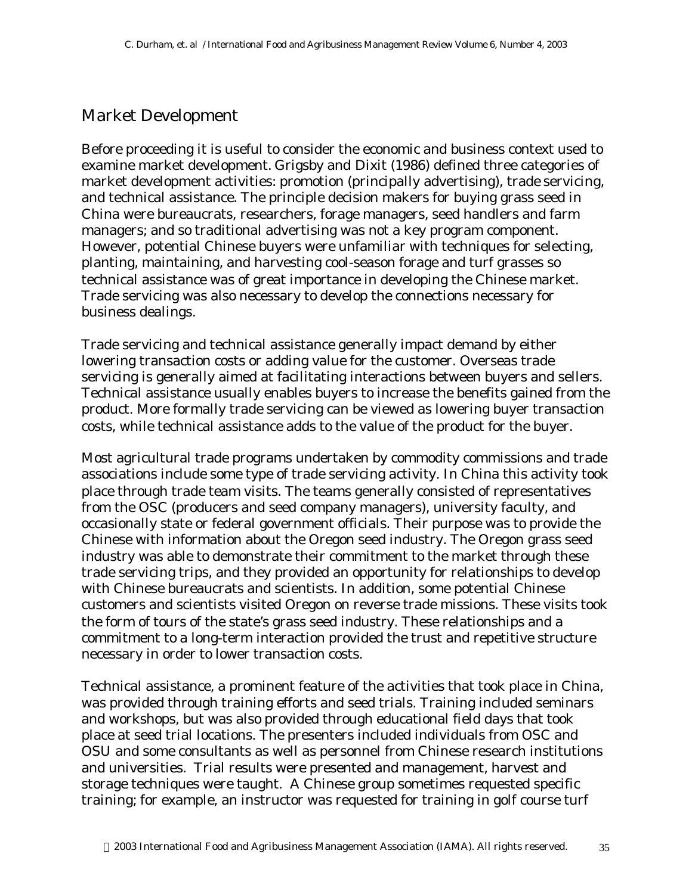## Market Development

Before proceeding it is useful to consider the economic and business context used to examine market development. Grigsby and Dixit (1986) defined three categories of market development activities: promotion (principally advertising), trade servicing, and technical assistance. The principle decision makers for buying grass seed in China were bureaucrats, researchers, forage managers, seed handlers and farm managers; and so traditional advertising was not a key program component. However, potential Chinese buyers were unfamiliar with techniques for selecting, planting, maintaining, and harvesting cool-season forage and turf grasses so technical assistance was of great importance in developing the Chinese market. Trade servicing was also necessary to develop the connections necessary for business dealings.

Trade servicing and technical assistance generally impact demand by either lowering transaction costs or adding value for the customer. Overseas trade servicing is generally aimed at facilitating interactions between buyers and sellers. Technical assistance usually enables buyers to increase the benefits gained from the product. More formally trade servicing can be viewed as lowering buyer transaction costs, while technical assistance adds to the value of the product for the buyer.

Most agricultural trade programs undertaken by commodity commissions and trade associations include some type of trade servicing activity. In China this activity took place through trade team visits. The teams generally consisted of representatives from the OSC (producers and seed company managers), university faculty, and occasionally state or federal government officials. Their purpose was to provide the Chinese with information about the Oregon seed industry. The Oregon grass seed industry was able to demonstrate their commitment to the market through these trade servicing trips, and they provided an opportunity for relationships to develop with Chinese bureaucrats and scientists. In addition, some potential Chinese customers and scientists visited Oregon on reverse trade missions. These visits took the form of tours of the state's grass seed industry. These relationships and a commitment to a long-term interaction provided the trust and repetitive structure necessary in order to lower transaction costs.

Technical assistance, a prominent feature of the activities that took place in China, was provided through training efforts and seed trials. Training included seminars and workshops, but was also provided through educational field days that took place at seed trial locations. The presenters included individuals from OSC and OSU and some consultants as well as personnel from Chinese research institutions and universities. Trial results were presented and management, harvest and storage techniques were taught. A Chinese group sometimes requested specific training; for example, an instructor was requested for training in golf course turf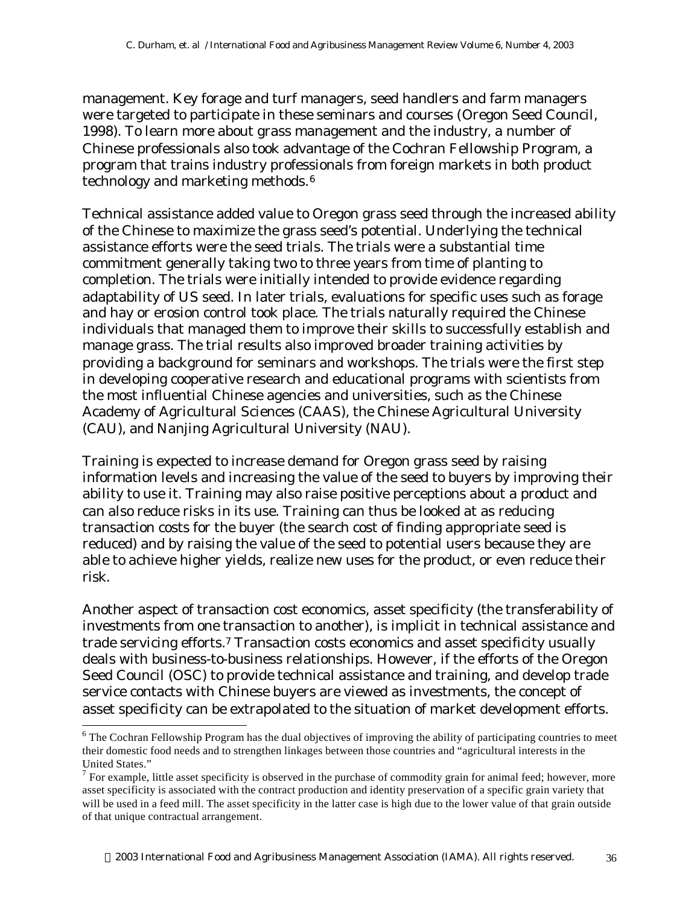management. Key forage and turf managers, seed handlers and farm managers were targeted to participate in these seminars and courses (Oregon Seed Council, 1998). To learn more about grass management and the industry, a number of Chinese professionals also took advantage of the Cochran Fellowship Program, a program that trains industry professionals from foreign markets in both product technology and marketing methods.[6]

Technical assistance added value to Oregon grass seed through the increased ability of the Chinese to maximize the grass seed's potential. Underlying the technical assistance efforts were the seed trials. The trials were a substantial time commitment generally taking two to three years from time of planting to completion. The trials were initially intended to provide evidence regarding adaptability of US seed. In later trials, evaluations for specific uses such as forage and hay or erosion control took place. The trials naturally required the Chinese individuals that managed them to improve their skills to successfully establish and manage grass. The trial results also improved broader training activities by providing a background for seminars and workshops. The trials were the first step in developing cooperative research and educational programs with scientists from the most influential Chinese agencies and universities, such as the Chinese Academy of Agricultural Sciences (CAAS), the Chinese Agricultural University (CAU), and Nanjing Agricultural University (NAU).

Training is expected to increase demand for Oregon grass seed by raising information levels and increasing the value of the seed to buyers by improving their ability to use it. Training may also raise positive perceptions about a product and can also reduce risks in its use. Training can thus be looked at as reducing transaction costs for the buyer (the search cost of finding appropriate seed is reduced) and by raising the value of the seed to potential users because they are able to achieve higher yields, realize new uses for the product, or even reduce their risk.

Another aspect of transaction cost economics, asset specificity (the transferability of investments from one transaction to another), is implicit in technical assistance and trade servicing efforts.[7] Transaction costs economics and asset specificity usually deals with business-to-business relationships. However, if the efforts of the Oregon Seed Council (OSC) to provide technical assistance and training, and develop trade service contacts with Chinese buyers are viewed as investments, the concept of asset specificity can be extrapolated to the situation of market development efforts.

---

[6] The Cochran Fellowship Program has the dual objectives of improving the ability of participating countries to meet their domestic food needs and to strengthen linkages between those countries and "agricultural interests in the United States."

[7] For example, little asset specificity is observed in the purchase of commodity grain for animal feed; however, more asset specificity is associated with the contract production and identity preservation of a specific grain variety that will be used in a feed mill. The asset specificity in the latter case is high due to the lower value of that grain outside of that unique contractual arrangement.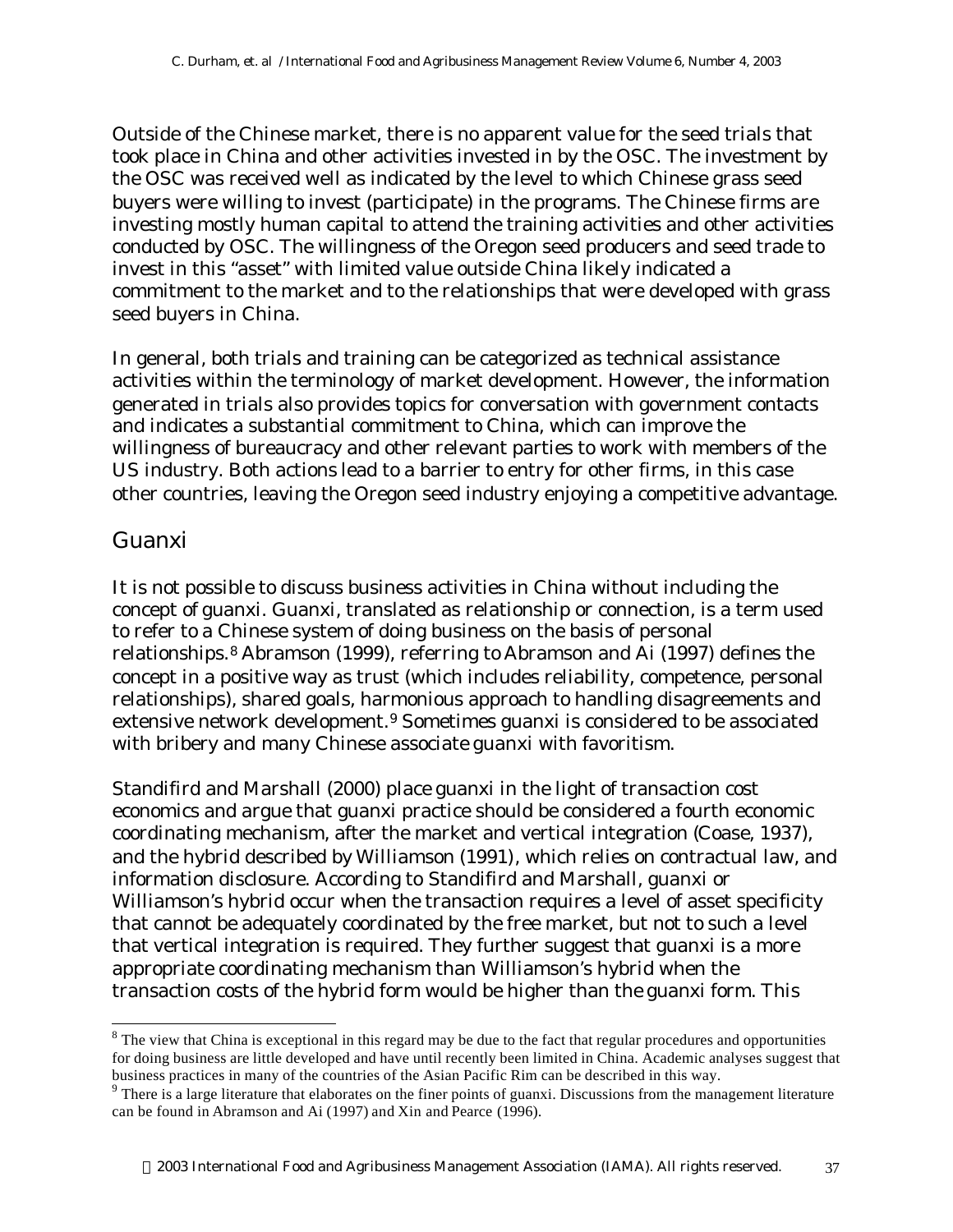Outside of the Chinese market, there is no apparent value for the seed trials that took place in China and other activities invested in by the OSC. The investment by the OSC was received well as indicated by the level to which Chinese grass seed buyers were willing to invest (participate) in the programs. The Chinese firms are investing mostly human capital to attend the training activities and other activities conducted by OSC. The willingness of the Oregon seed producers and seed trade to invest in this "asset" with limited value outside China likely indicated a commitment to the market and to the relationships that were developed with grass seed buyers in China.

In general, both trials and training can be categorized as technical assistance activities within the terminology of market development. However, the information generated in trials also provides topics for conversation with government contacts and indicates a substantial commitment to China, which can improve the willingness of bureaucracy and other relevant parties to work with members of the US industry. Both actions lead to a barrier to entry for other firms, in this case other countries, leaving the Oregon seed industry enjoying a competitive advantage.

## Guanxi

It is not possible to discuss business activities in China without including the concept of guanxi. Guanxi, translated as relationship or connection, is a term used to refer to a Chinese system of doing business on the basis of personal relationships.[8] Abramson (1999), referring to Abramson and Ai (1997) defines the concept in a positive way as trust (which includes reliability, competence, personal relationships), shared goals, harmonious approach to handling disagreements and extensive network development.[9] Sometimes guanxi is considered to be associated with bribery and many Chinese associate guanxi with favoritism.

Standifird and Marshall (2000) place guanxi in the light of transaction cost economics and argue that guanxi practice should be considered a fourth economic coordinating mechanism, after the market and vertical integration (Coase, 1937), and the hybrid described by Williamson (1991), which relies on contractual law, and information disclosure. According to Standifird and Marshall, guanxi or Williamson's hybrid occur when the transaction requires a level of asset specificity that cannot be adequately coordinated by the free market, but not to such a level that vertical integration is required. They further suggest that guanxi is a more appropriate coordinating mechanism than Williamson's hybrid when the transaction costs of the hybrid form would be higher than the guanxi form. This

[8] The view that China is exceptional in this regard may be due to the fact that regular procedures and opportunities for doing business are little developed and have until recently been limited in China. Academic analyses suggest that business practices in many of the countries of the Asian Pacific Rim can be described in this way.

[9] There is a large literature that elaborates on the finer points of guanxi. Discussions from the management literature can be found in Abramson and Ai (1997) and Xin and Pearce (1996).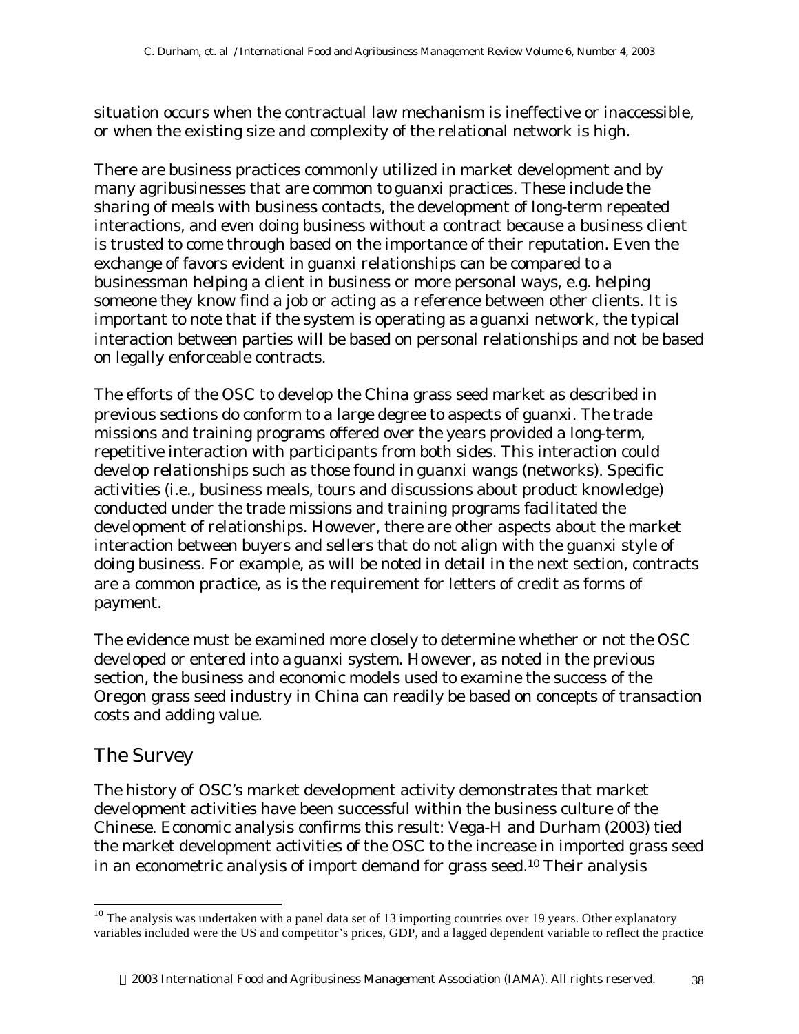situation occurs when the contractual law mechanism is ineffective or inaccessible, or when the existing size and complexity of the relational network is high.

There are business practices commonly utilized in market development and by many agribusinesses that are common to guanxi practices. These include the sharing of meals with business contacts, the development of long-term repeated interactions, and even doing business without a contract because a business client is trusted to come through based on the importance of their reputation. Even the exchange of favors evident in guanxi relationships can be compared to a businessman helping a client in business or more personal ways, e.g. helping someone they know find a job or acting as a reference between other clients. It is important to note that if the system is operating as a guanxi network, the typical interaction between parties will be based on personal relationships and not be based on legally enforceable contracts.

The efforts of the OSC to develop the China grass seed market as described in previous sections do conform to a large degree to aspects of guanxi. The trade missions and training programs offered over the years provided a long-term, repetitive interaction with participants from both sides. This interaction could develop relationships such as those found in guanxi wangs (networks). Specific activities (i.e., business meals, tours and discussions about product knowledge) conducted under the trade missions and training programs facilitated the development of relationships. However, there are other aspects about the market interaction between buyers and sellers that do not align with the guanxi style of doing business. For example, as will be noted in detail in the next section, contracts are a common practice, as is the requirement for letters of credit as forms of payment.

The evidence must be examined more closely to determine whether or not the OSC developed or entered into a guanxi system. However, as noted in the previous section, the business and economic models used to examine the success of the Oregon grass seed industry in China can readily be based on concepts of transaction costs and adding value.

## The Survey

The history of OSC's market development activity demonstrates that market development activities have been successful within the business culture of the Chinese. Economic analysis confirms this result: Vega-H and Durham (2003) tied the market development activities of the OSC to the increase in imported grass seed in an econometric analysis of import demand for grass seed.[10] Their analysis

[10] The analysis was undertaken with a panel data set of 13 importing countries over 19 years. Other explanatory variables included were the US and competitor's prices, GDP, and a lagged dependent variable to reflect the practice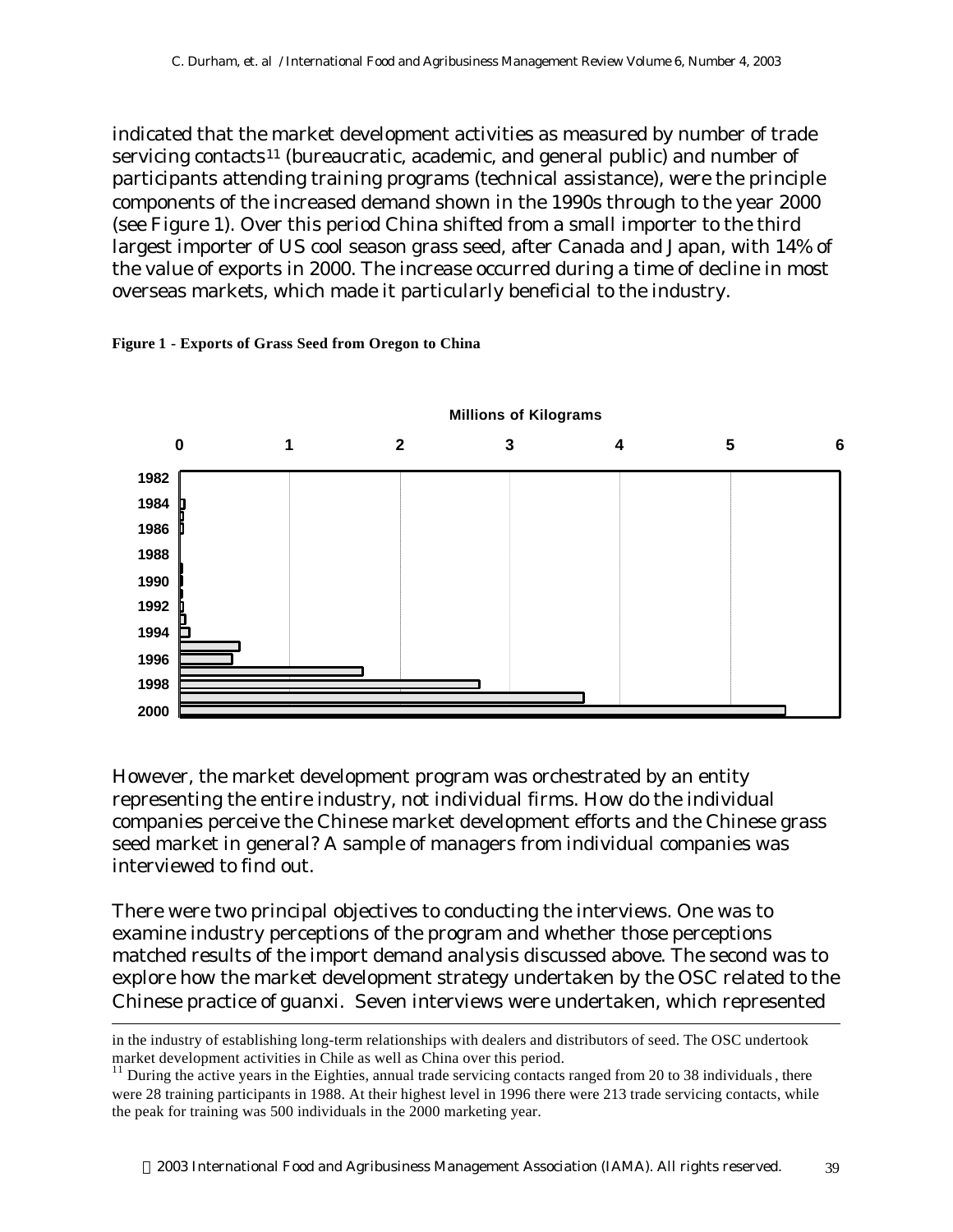indicated that the market development activities as measured by number of trade servicing contacts[11] (bureaucratic, academic, and general public) and number of participants attending training programs (technical assistance), were the principle components of the increased demand shown in the 1990s through to the year 2000 (see Figure 1). Over this period China shifted from a small importer to the third largest importer of US cool season grass seed, after Canada and Japan, with 14% of the value of exports in 2000. The increase occurred during a time of decline in most overseas markets, which made it particularly beneficial to the industry.

**Figure 1 - Exports of Grass Seed from Oregon to China**

However, the market development program was orchestrated by an entity representing the entire industry, not individual firms. How do the individual companies perceive the Chinese market development efforts and the Chinese grass seed market in general? A sample of managers from individual companies was interviewed to find out.

There were two principal objectives to conducting the interviews. One was to examine industry perceptions of the program and whether those perceptions matched results of the import demand analysis discussed above. The second was to explore how the market development strategy undertaken by the OSC related to the Chinese practice of guanxi. Seven interviews were undertaken, which represented

---

in the industry of establishing long-term relationships with dealers and distributors of seed. The OSC undertook market development activities in Chile as well as China over this period.

[11] During the active years in the Eighties, annual trade servicing contacts ranged from 20 to 38 individuals, there were 28 training participants in 1988. At their highest level in 1996 there were 213 trade servicing contacts, while the peak for training was 500 individuals in the 2000 marketing year.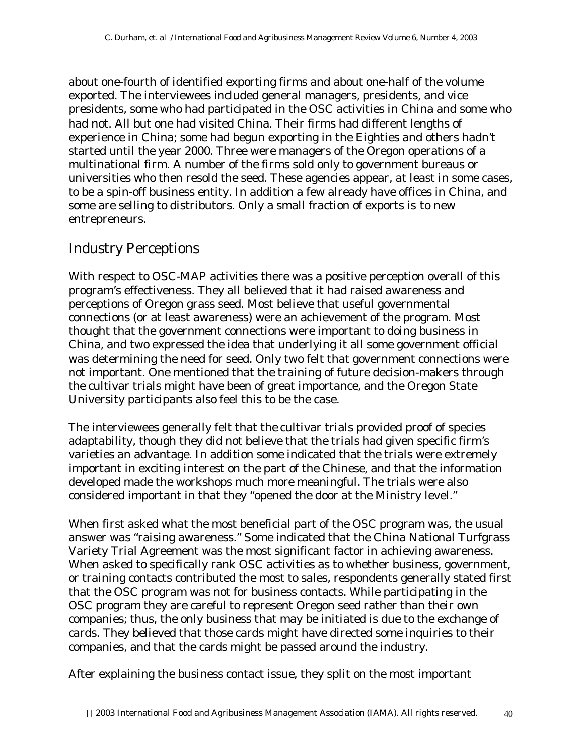about one-fourth of identified exporting firms and about one-half of the volume exported. The interviewees included general managers, presidents, and vice presidents, some who had participated in the OSC activities in China and some who had not. All but one had visited China. Their firms had different lengths of experience in China; some had begun exporting in the Eighties and others hadn't started until the year 2000. Three were managers of the Oregon operations of a multinational firm. A number of the firms sold only to government bureaus or universities who then resold the seed. These agencies appear, at least in some cases, to be a spin-off business entity. In addition a few already have offices in China, and some are selling to distributors. Only a small fraction of exports is to new entrepreneurs.

## Industry Perceptions

With respect to OSC-MAP activities there was a positive perception overall of this program's effectiveness. They all believed that it had raised awareness and perceptions of Oregon grass seed. Most believe that useful governmental connections (or at least awareness) were an achievement of the program. Most thought that the government connections were important to doing business in China, and two expressed the idea that underlying it all some government official was determining the need for seed. Only two felt that government connections were not important. One mentioned that the training of future decision-makers through the cultivar trials might have been of great importance, and the Oregon State University participants also feel this to be the case.

The interviewees generally felt that the cultivar trials provided proof of species adaptability, though they did not believe that the trials had given specific firm's varieties an advantage. In addition some indicated that the trials were extremely important in exciting interest on the part of the Chinese, and that the information developed made the workshops much more meaningful. The trials were also considered important in that they "opened the door at the Ministry level."

When first asked what the most beneficial part of the OSC program was, the usual answer was "raising awareness." Some indicated that the China National Turfgrass Variety Trial Agreement was the most significant factor in achieving awareness. When asked to specifically rank OSC activities as to whether business, government, or training contacts contributed the most to sales, respondents generally stated first that the OSC program was not for business contacts. While participating in the OSC program they are careful to represent Oregon seed rather than their own companies; thus, the only business that may be initiated is due to the exchange of cards. They believed that those cards might have directed some inquiries to their companies, and that the cards might be passed around the industry.

After explaining the business contact issue, they split on the most important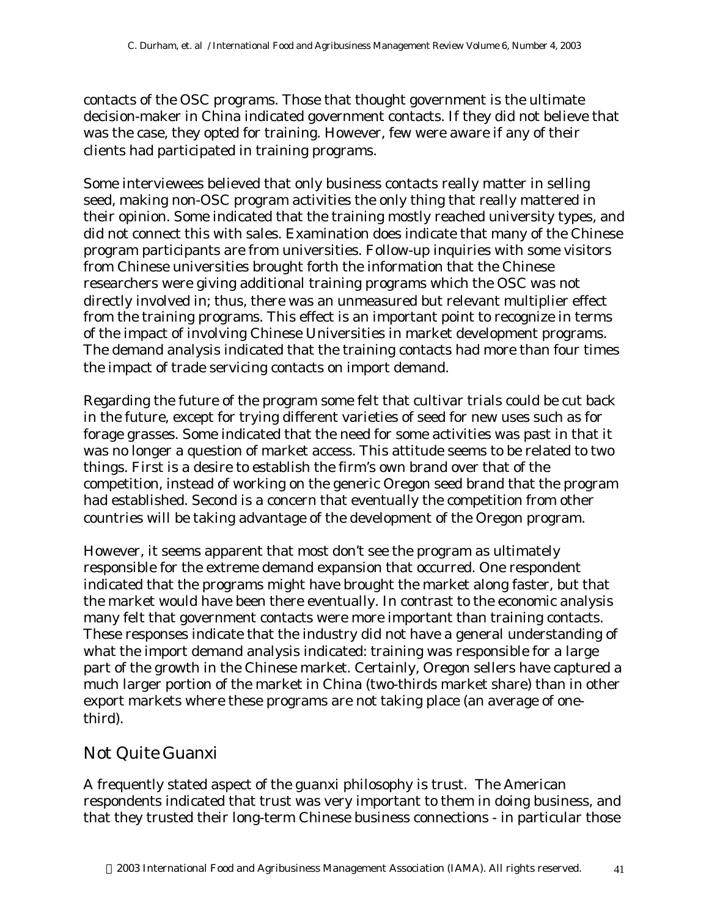contacts of the OSC programs. Those that thought government is the ultimate decision-maker in China indicated government contacts. If they did not believe that was the case, they opted for training. However, few were aware if any of their clients had participated in training programs.

Some interviewees believed that only business contacts really matter in selling seed, making non-OSC program activities the only thing that really mattered in their opinion. Some indicated that the training mostly reached university types, and did not connect this with sales. Examination does indicate that many of the Chinese program participants are from universities. Follow-up inquiries with some visitors from Chinese universities brought forth the information that the Chinese researchers were giving additional training programs which the OSC was not directly involved in; thus, there was an unmeasured but relevant multiplier effect from the training programs. This effect is an important point to recognize in terms of the impact of involving Chinese Universities in market development programs. The demand analysis indicated that the training contacts had more than four times the impact of trade servicing contacts on import demand.

Regarding the future of the program some felt that cultivar trials could be cut back in the future, except for trying different varieties of seed for new uses such as for forage grasses. Some indicated that the need for some activities was past in that it was no longer a question of market access. This attitude seems to be related to two things. First is a desire to establish the firm's own brand over that of the competition, instead of working on the generic Oregon seed brand that the program had established. Second is a concern that eventually the competition from other countries will be taking advantage of the development of the Oregon program.

However, it seems apparent that most don't see the program as ultimately responsible for the extreme demand expansion that occurred. One respondent indicated that the programs might have brought the market along faster, but that the market would have been there eventually. In contrast to the economic analysis many felt that government contacts were more important than training contacts. These responses indicate that the industry did not have a general understanding of what the import demand analysis indicated: training was responsible for a large part of the growth in the Chinese market. Certainly, Oregon sellers have captured a much larger portion of the market in China (two-thirds market share) than in other export markets where these programs are not taking place (an average of one-third).

## Not Quite Guanxi

A frequently stated aspect of the guanxi philosophy is trust. The American respondents indicated that trust was very important to them in doing business, and that they trusted their long-term Chinese business connections - in particular those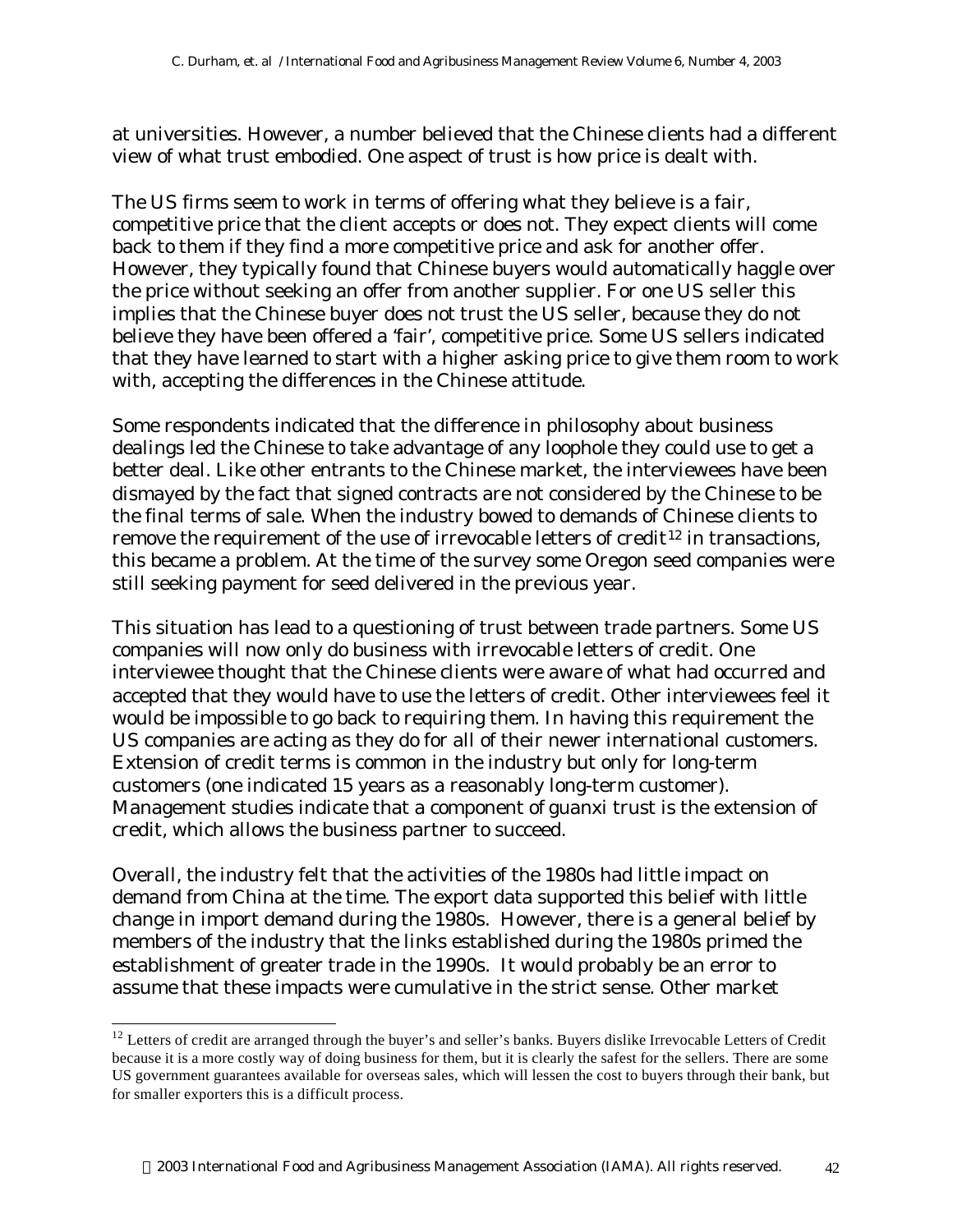at universities. However, a number believed that the Chinese clients had a different view of what trust embodied. One aspect of trust is how price is dealt with.

The US firms seem to work in terms of offering what they believe is a fair, competitive price that the client accepts or does not. They expect clients will come back to them if they find a more competitive price and ask for another offer. However, they typically found that Chinese buyers would automatically haggle over the price without seeking an offer from another supplier. For one US seller this implies that the Chinese buyer does not trust the US seller, because they do not believe they have been offered a 'fair', competitive price. Some US sellers indicated that they have learned to start with a higher asking price to give them room to work with, accepting the differences in the Chinese attitude.

Some respondents indicated that the difference in philosophy about business dealings led the Chinese to take advantage of any loophole they could use to get a better deal. Like other entrants to the Chinese market, the interviewees have been dismayed by the fact that signed contracts are not considered by the Chinese to be the final terms of sale. When the industry bowed to demands of Chinese clients to remove the requirement of the use of irrevocable letters of credit[12] in transactions, this became a problem. At the time of the survey some Oregon seed companies were still seeking payment for seed delivered in the previous year.

This situation has lead to a questioning of trust between trade partners. Some US companies will now only do business with irrevocable letters of credit. One interviewee thought that the Chinese clients were aware of what had occurred and accepted that they would have to use the letters of credit. Other interviewees feel it would be impossible to go back to requiring them. In having this requirement the US companies are acting as they do for all of their newer international customers. Extension of credit terms is common in the industry but only for long-term customers (one indicated 15 years as a reasonably long-term customer). Management studies indicate that a component of guanxi trust is the extension of credit, which allows the business partner to succeed.

Overall, the industry felt that the activities of the 1980s had little impact on demand from China at the time. The export data supported this belief with little change in import demand during the 1980s. However, there is a general belief by members of the industry that the links established during the 1980s primed the establishment of greater trade in the 1990s. It would probably be an error to assume that these impacts were cumulative in the strict sense. Other market

[12] Letters of credit are arranged through the buyer's and seller's banks. Buyers dislike Irrevocable Letters of Credit because it is a more costly way of doing business for them, but it is clearly the safest for the sellers. There are some US government guarantees available for overseas sales, which will lessen the cost to buyers through their bank, but for smaller exporters this is a difficult process.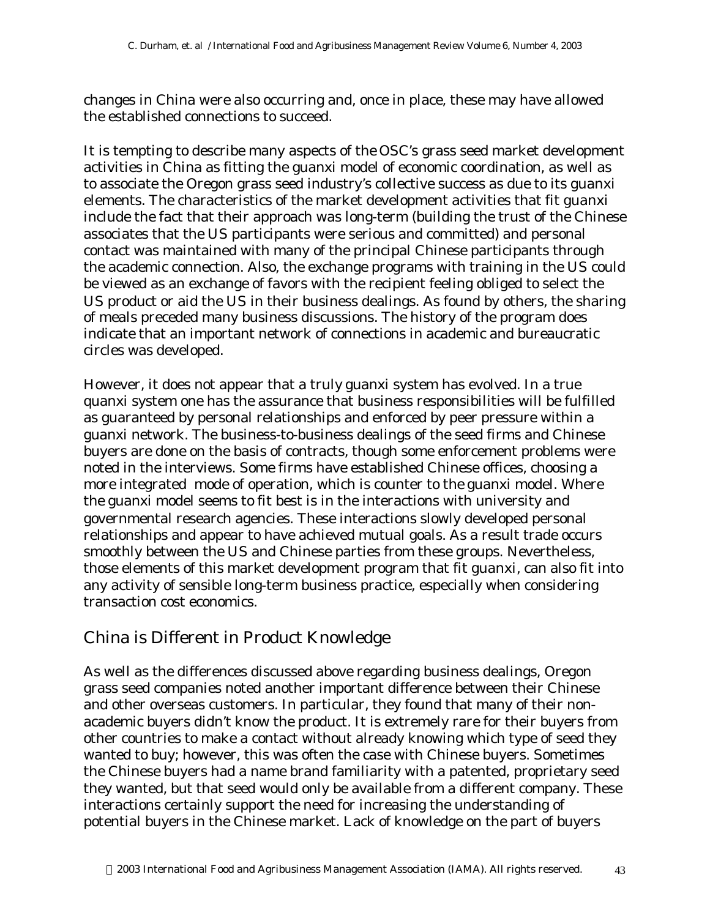changes in China were also occurring and, once in place, these may have allowed the established connections to succeed.

It is tempting to describe many aspects of the OSC's grass seed market development activities in China as fitting the guanxi model of economic coordination, as well as to associate the Oregon grass seed industry's collective success as due to its guanxi elements. The characteristics of the market development activities that fit guanxi include the fact that their approach was long-term (building the trust of the Chinese associates that the US participants were serious and committed) and personal contact was maintained with many of the principal Chinese participants through the academic connection. Also, the exchange programs with training in the US could be viewed as an exchange of favors with the recipient feeling obliged to select the US product or aid the US in their business dealings. As found by others, the sharing of meals preceded many business discussions. The history of the program does indicate that an important network of connections in academic and bureaucratic circles was developed.

However, it does not appear that a truly guanxi system has evolved. In a true quanxi system one has the assurance that business responsibilities will be fulfilled as guaranteed by personal relationships and enforced by peer pressure within a guanxi network. The business-to-business dealings of the seed firms and Chinese buyers are done on the basis of contracts, though some enforcement problems were noted in the interviews. Some firms have established Chinese offices, choosing a more integrated mode of operation, which is counter to the guanxi model. Where the guanxi model seems to fit best is in the interactions with university and governmental research agencies. These interactions slowly developed personal relationships and appear to have achieved mutual goals. As a result trade occurs smoothly between the US and Chinese parties from these groups. Nevertheless, those elements of this market development program that fit guanxi, can also fit into any activity of sensible long-term business practice, especially when considering transaction cost economics.

## China is Different in Product Knowledge

As well as the differences discussed above regarding business dealings, Oregon grass seed companies noted another important difference between their Chinese and other overseas customers. In particular, they found that many of their non-academic buyers didn't know the product. It is extremely rare for their buyers from other countries to make a contact without already knowing which type of seed they wanted to buy; however, this was often the case with Chinese buyers. Sometimes the Chinese buyers had a name brand familiarity with a patented, proprietary seed they wanted, but that seed would only be available from a different company. These interactions certainly support the need for increasing the understanding of potential buyers in the Chinese market. Lack of knowledge on the part of buyers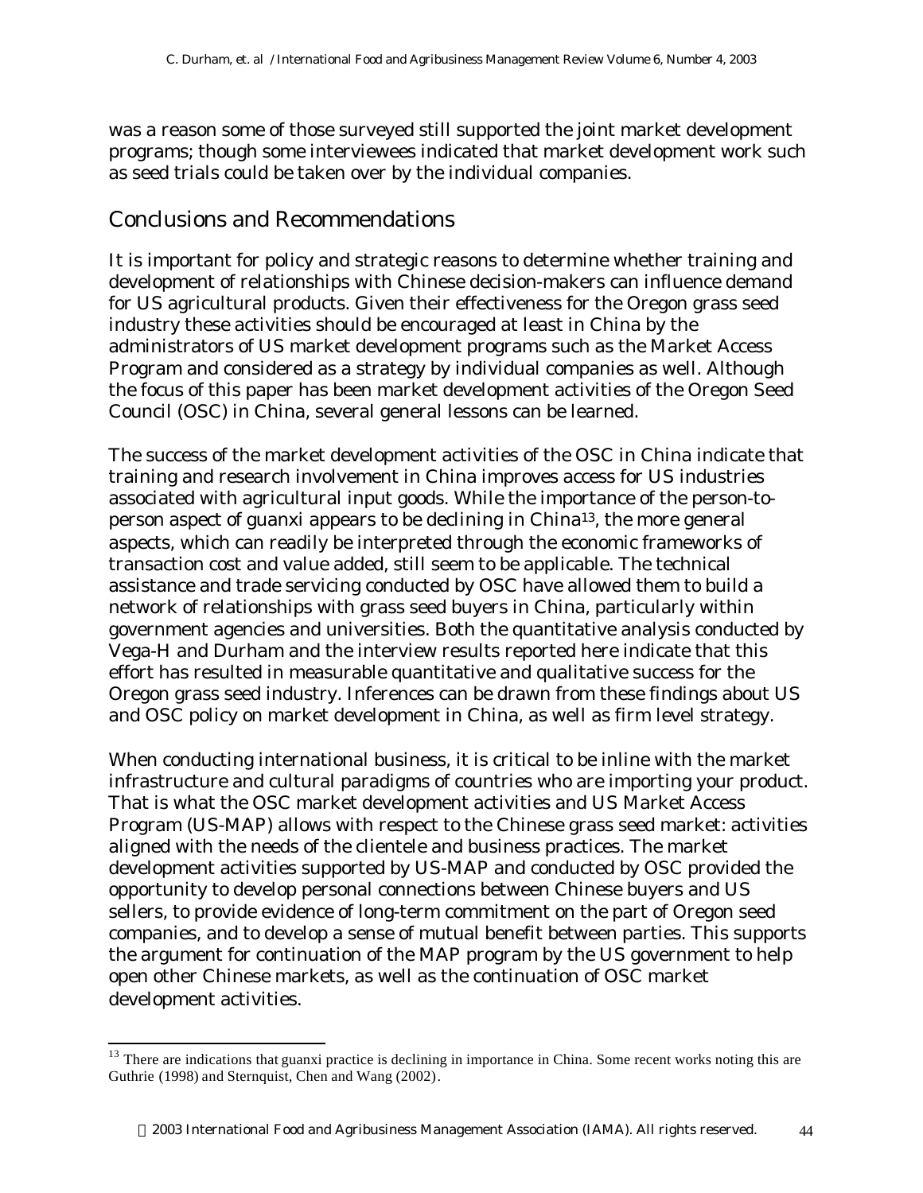was a reason some of those surveyed still supported the joint market development programs; though some interviewees indicated that market development work such as seed trials could be taken over by the individual companies.

## Conclusions and Recommendations

It is important for policy and strategic reasons to determine whether training and development of relationships with Chinese decision-makers can influence demand for US agricultural products. Given their effectiveness for the Oregon grass seed industry these activities should be encouraged at least in China by the administrators of US market development programs such as the Market Access Program and considered as a strategy by individual companies as well. Although the focus of this paper has been market development activities of the Oregon Seed Council (OSC) in China, several general lessons can be learned.

The success of the market development activities of the OSC in China indicate that training and research involvement in China improves access for US industries associated with agricultural input goods. While the importance of the person-to-person aspect of guanxi appears to be declining in China[13], the more general aspects, which can readily be interpreted through the economic frameworks of transaction cost and value added, still seem to be applicable. The technical assistance and trade servicing conducted by OSC have allowed them to build a network of relationships with grass seed buyers in China, particularly within government agencies and universities. Both the quantitative analysis conducted by Vega-H and Durham and the interview results reported here indicate that this effort has resulted in measurable quantitative and qualitative success for the Oregon grass seed industry. Inferences can be drawn from these findings about US and OSC policy on market development in China, as well as firm level strategy.

When conducting international business, it is critical to be inline with the market infrastructure and cultural paradigms of countries who are importing your product. That is what the OSC market development activities and US Market Access Program (US-MAP) allows with respect to the Chinese grass seed market: activities aligned with the needs of the clientele and business practices. The market development activities supported by US-MAP and conducted by OSC provided the opportunity to develop personal connections between Chinese buyers and US sellers, to provide evidence of long-term commitment on the part of Oregon seed companies, and to develop a sense of mutual benefit between parties. This supports the argument for continuation of the MAP program by the US government to help open other Chinese markets, as well as the continuation of OSC market development activities.

---

[13] There are indications that guanxi practice is declining in importance in China. Some recent works noting this are Guthrie (1998) and Sternquist, Chen and Wang (2002).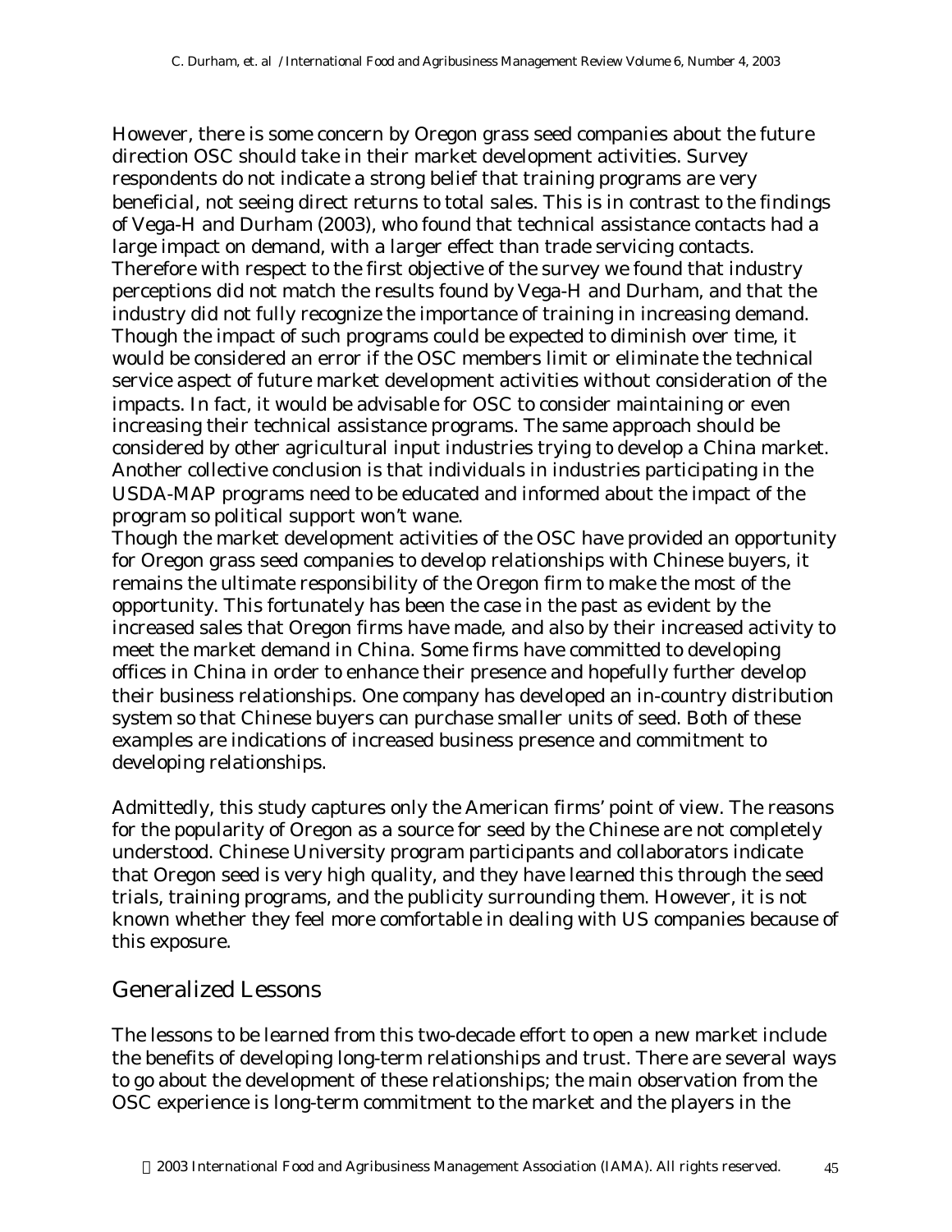However, there is some concern by Oregon grass seed companies about the future direction OSC should take in their market development activities. Survey respondents do not indicate a strong belief that training programs are very beneficial, not seeing direct returns to total sales. This is in contrast to the findings of Vega-H and Durham (2003), who found that technical assistance contacts had a large impact on demand, with a larger effect than trade servicing contacts. Therefore with respect to the first objective of the survey we found that industry perceptions did not match the results found by Vega-H and Durham, and that the industry did not fully recognize the importance of training in increasing demand. Though the impact of such programs could be expected to diminish over time, it would be considered an error if the OSC members limit or eliminate the technical service aspect of future market development activities without consideration of the impacts. In fact, it would be advisable for OSC to consider maintaining or even increasing their technical assistance programs. The same approach should be considered by other agricultural input industries trying to develop a China market. Another collective conclusion is that individuals in industries participating in the USDA-MAP programs need to be educated and informed about the impact of the program so political support won't wane.

Though the market development activities of the OSC have provided an opportunity for Oregon grass seed companies to develop relationships with Chinese buyers, it remains the ultimate responsibility of the Oregon firm to make the most of the opportunity. This fortunately has been the case in the past as evident by the increased sales that Oregon firms have made, and also by their increased activity to meet the market demand in China. Some firms have committed to developing offices in China in order to enhance their presence and hopefully further develop their business relationships. One company has developed an in-country distribution system so that Chinese buyers can purchase smaller units of seed. Both of these examples are indications of increased business presence and commitment to developing relationships.

Admittedly, this study captures only the American firms' point of view. The reasons for the popularity of Oregon as a source for seed by the Chinese are not completely understood. Chinese University program participants and collaborators indicate that Oregon seed is very high quality, and they have learned this through the seed trials, training programs, and the publicity surrounding them. However, it is not known whether they feel more comfortable in dealing with US companies because of this exposure.

## Generalized Lessons

The lessons to be learned from this two-decade effort to open a new market include the benefits of developing long-term relationships and trust. There are several ways to go about the development of these relationships; the main observation from the OSC experience is long-term commitment to the market and the players in the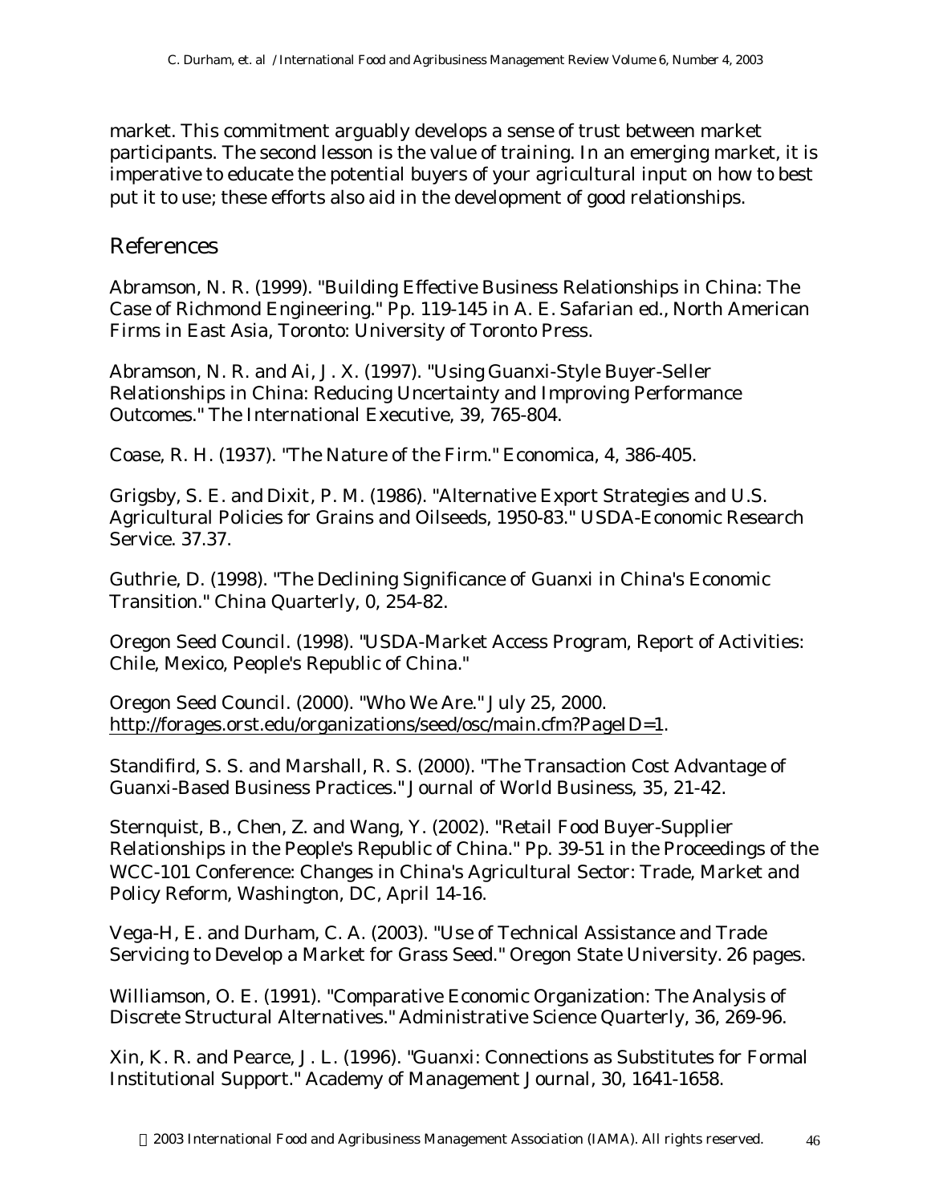market. This commitment arguably develops a sense of trust between market participants. The second lesson is the value of training. In an emerging market, it is imperative to educate the potential buyers of your agricultural input on how to best put it to use; these efforts also aid in the development of good relationships.

## References

Abramson, N. R. (1999). "Building Effective Business Relationships in China: The Case of Richmond Engineering." Pp. 119-145 in A. E. Safarian ed., North American Firms in East Asia, Toronto: University of Toronto Press.

Abramson, N. R. and Ai, J. X. (1997). "Using Guanxi-Style Buyer-Seller Relationships in China: Reducing Uncertainty and Improving Performance Outcomes." The International Executive, 39, 765-804.

Coase, R. H. (1937). "The Nature of the Firm." Economica, 4, 386-405.

Grigsby, S. E. and Dixit, P. M. (1986). "Alternative Export Strategies and U.S. Agricultural Policies for Grains and Oilseeds, 1950-83." USDA-Economic Research Service. 37.37.

Guthrie, D. (1998). "The Declining Significance of Guanxi in China's Economic Transition." China Quarterly, 0, 254-82.

Oregon Seed Council. (1998). "USDA-Market Access Program, Report of Activities: Chile, Mexico, People's Republic of China."

Oregon Seed Council. (2000). "Who We Are." July 25, 2000. http://forages.orst.edu/organizations/seed/osc/main.cfm?PageID=1.

Standifird, S. S. and Marshall, R. S. (2000). "The Transaction Cost Advantage of Guanxi-Based Business Practices." Journal of World Business, 35, 21-42.

Sternquist, B., Chen, Z. and Wang, Y. (2002). "Retail Food Buyer-Supplier Relationships in the People's Republic of China." Pp. 39-51 in the Proceedings of the WCC-101 Conference: Changes in China's Agricultural Sector: Trade, Market and Policy Reform, Washington, DC, April 14-16.

Vega-H, E. and Durham, C. A. (2003). "Use of Technical Assistance and Trade Servicing to Develop a Market for Grass Seed." Oregon State University. 26 pages.

Williamson, O. E. (1991). "Comparative Economic Organization: The Analysis of Discrete Structural Alternatives." Administrative Science Quarterly, 36, 269-96.

Xin, K. R. and Pearce, J. L. (1996). "Guanxi: Connections as Substitutes for Formal Institutional Support." Academy of Management Journal, 30, 1641-1658.